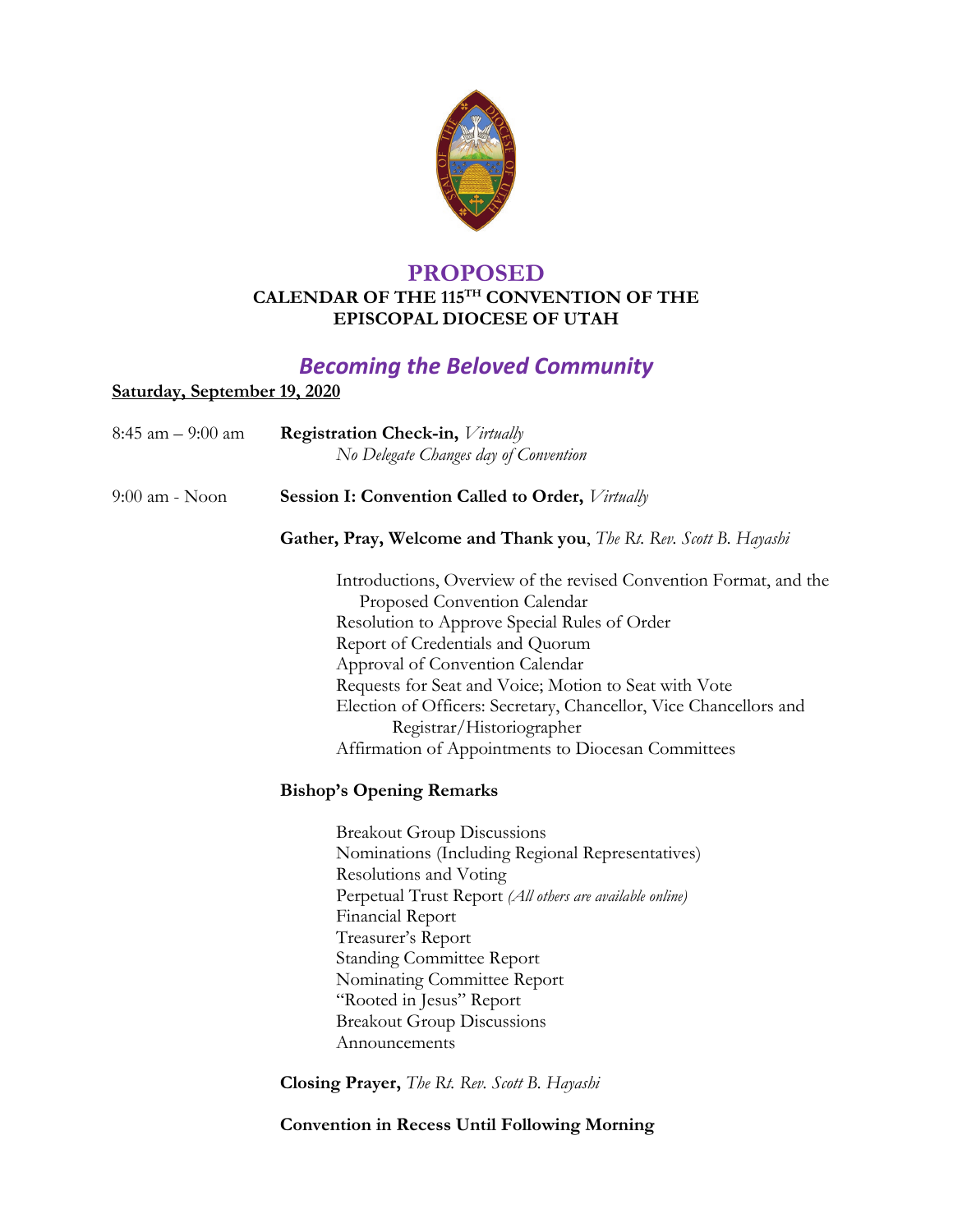# PROPOSED

## CALENDAR OF THE 115TH CONVENTION OF THE EPISCOPAL DIOCESE OF UTAH

## *Becoming the Beloved Community*

**Saturday, September 19, 2020**

8:45 am – 9:00 am **Registration Check-in,** *Virtually*
*No Delegate Changes day of Convention*

9:00 am - Noon **Session I: Convention Called to Order,** *Virtually*

**Gather, Pray, Welcome and Thank you**, *The Rt. Rev. Scott B. Hayashi*

- Introductions, Overview of the revised Convention Format, and the Proposed Convention Calendar
- Resolution to Approve Special Rules of Order
- Report of Credentials and Quorum
- Approval of Convention Calendar
- Requests for Seat and Voice; Motion to Seat with Vote
- Election of Officers: Secretary, Chancellor, Vice Chancellors and Registrar/Historiographer
- Affirmation of Appointments to Diocesan Committees

**Bishop's Opening Remarks**

- Breakout Group Discussions
- Nominations (Including Regional Representatives)
- Resolutions and Voting
- Perpetual Trust Report *(All others are available online)*
- Financial Report
- Treasurer's Report
- Standing Committee Report
- Nominating Committee Report
- "Rooted in Jesus" Report
- Breakout Group Discussions
- Announcements

**Closing Prayer,** *The Rt. Rev. Scott B. Hayashi*

**Convention in Recess Until Following Morning**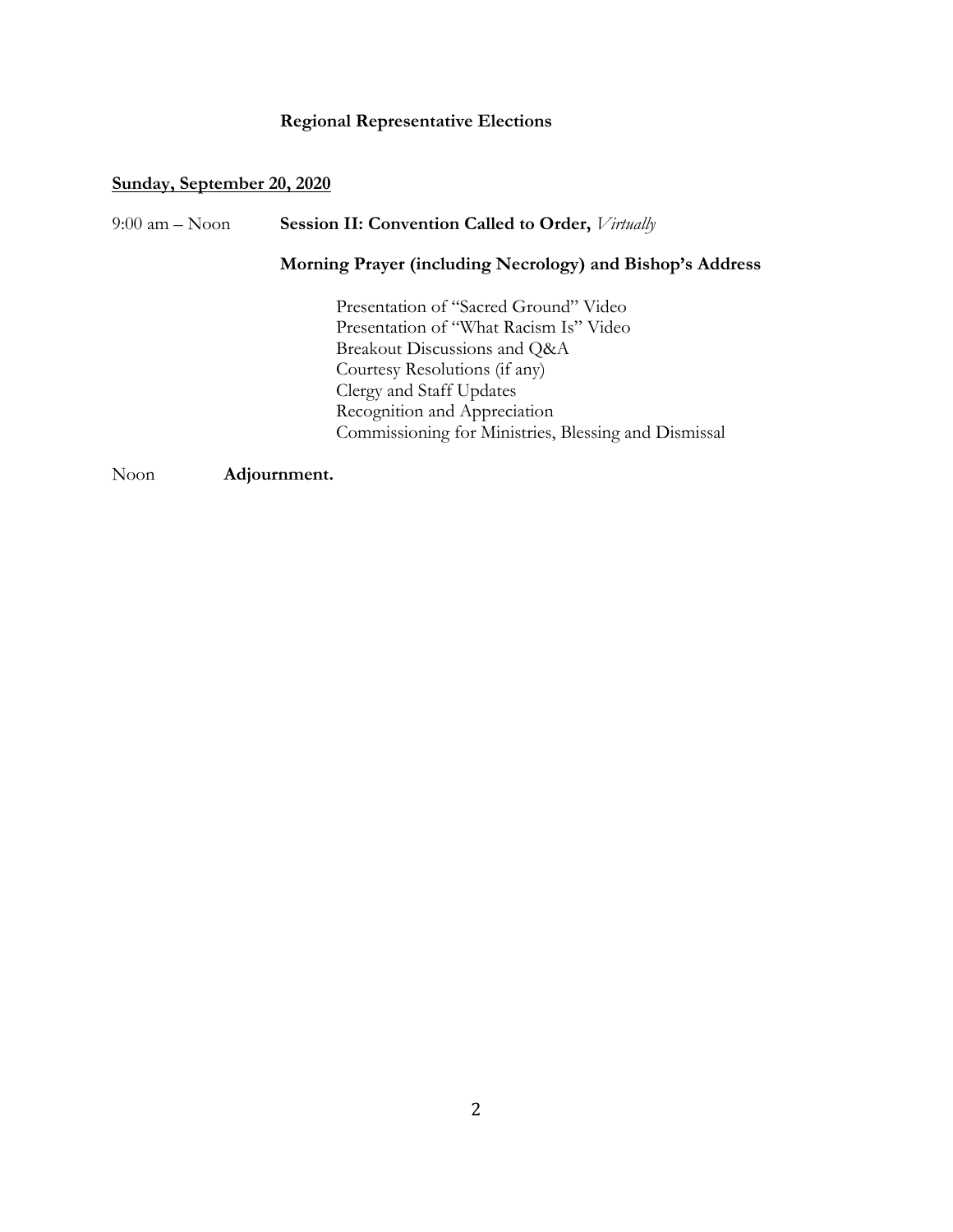**Regional Representative Elections**

**<u>Sunday, September 20, 2020</u>**

9:00 am – Noon **Session II: Convention Called to Order,** *Virtually*

**Morning Prayer (including Necrology) and Bishop's Address**

Presentation of "Sacred Ground" Video
Presentation of "What Racism Is" Video
Breakout Discussions and Q&A
Courtesy Resolutions (if any)
Clergy and Staff Updates
Recognition and Appreciation
Commissioning for Ministries, Blessing and Dismissal

Noon **Adjournment.**